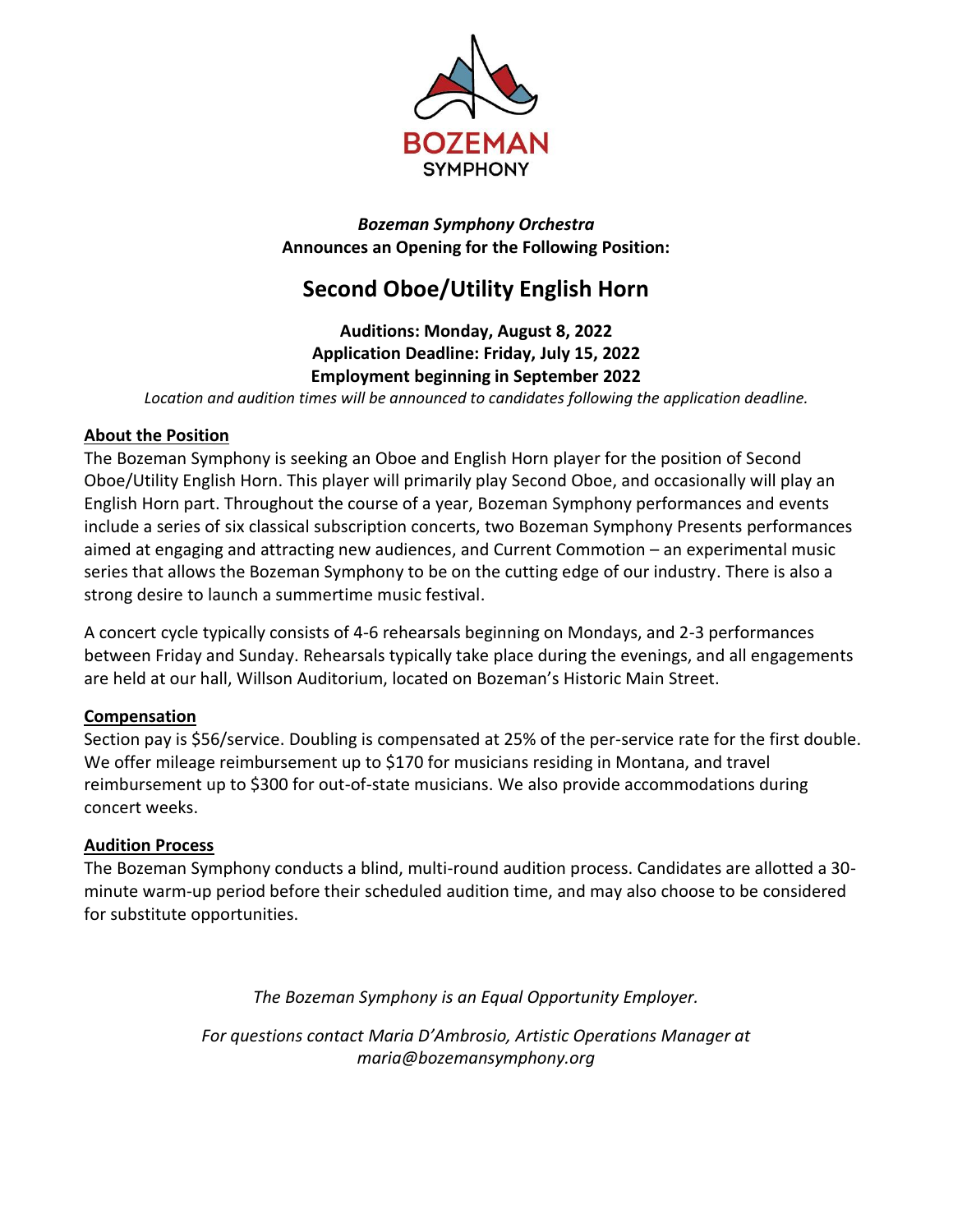BOZEMAN SYMPHONY

*Bozeman Symphony Orchestra*
**Announces an Opening for the Following Position:**

# Second Oboe/Utility English Horn

**Auditions: Monday, August 8, 2022**
**Application Deadline: Friday, July 15, 2022**
**Employment beginning in September 2022**

*Location and audition times will be announced to candidates following the application deadline.*

## About the Position

The Bozeman Symphony is seeking an Oboe and English Horn player for the position of Second Oboe/Utility English Horn. This player will primarily play Second Oboe, and occasionally will play an English Horn part. Throughout the course of a year, Bozeman Symphony performances and events include a series of six classical subscription concerts, two Bozeman Symphony Presents performances aimed at engaging and attracting new audiences, and Current Commotion – an experimental music series that allows the Bozeman Symphony to be on the cutting edge of our industry. There is also a strong desire to launch a summertime music festival.

A concert cycle typically consists of 4-6 rehearsals beginning on Mondays, and 2-3 performances between Friday and Sunday. Rehearsals typically take place during the evenings, and all engagements are held at our hall, Willson Auditorium, located on Bozeman's Historic Main Street.

## Compensation

Section pay is $56/service. Doubling is compensated at 25% of the per-service rate for the first double. We offer mileage reimbursement up to $170 for musicians residing in Montana, and travel reimbursement up to $300 for out-of-state musicians. We also provide accommodations during concert weeks.

## Audition Process

The Bozeman Symphony conducts a blind, multi-round audition process. Candidates are allotted a 30-minute warm-up period before their scheduled audition time, and may also choose to be considered for substitute opportunities.

*The Bozeman Symphony is an Equal Opportunity Employer.*

*For questions contact Maria D'Ambrosio, Artistic Operations Manager at maria@bozemansymphony.org*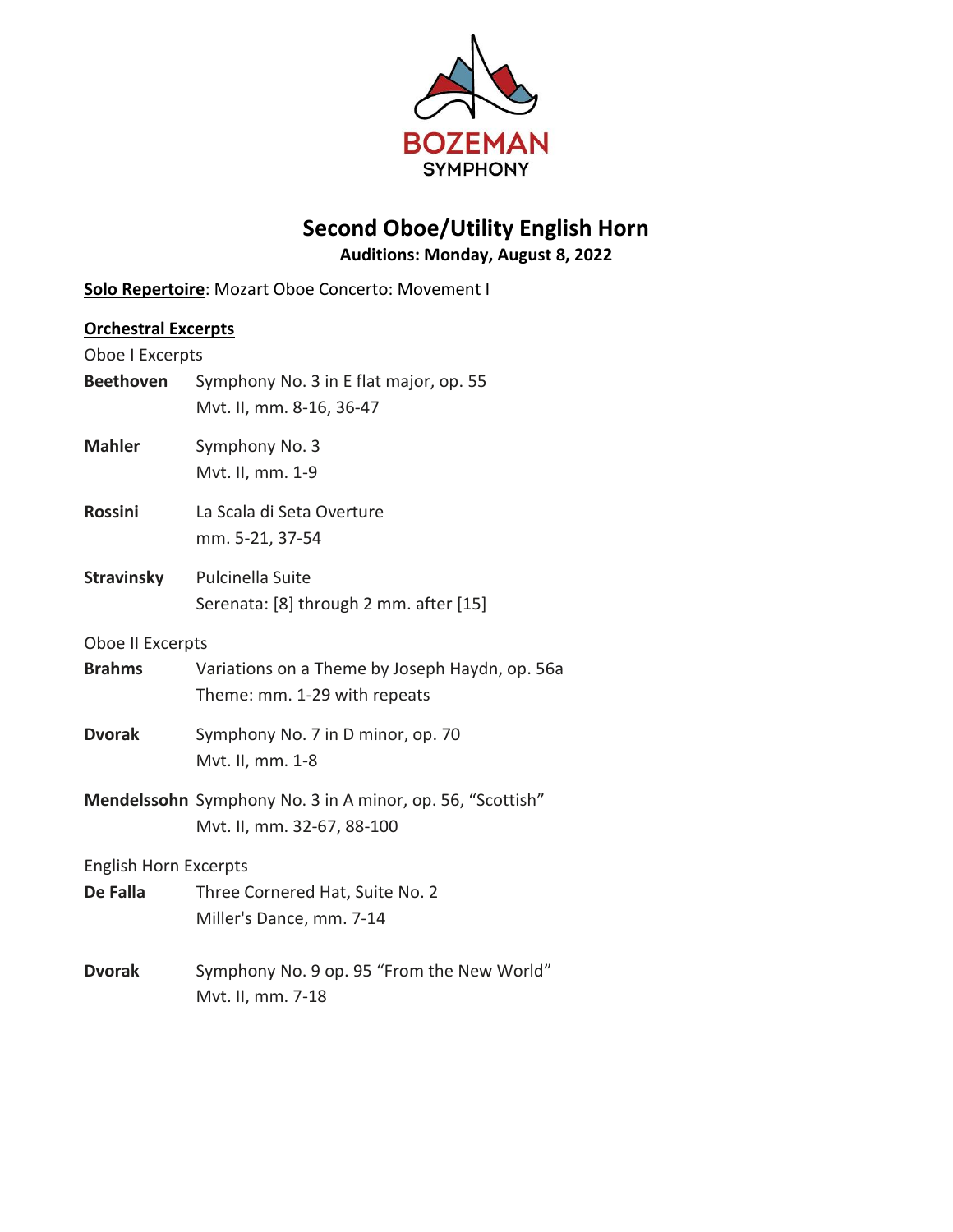BOZEMAN
SYMPHONY

# Second Oboe/Utility English Horn

**Auditions: Monday, August 8, 2022**

**Solo Repertoire**: Mozart Oboe Concerto: Movement I

**Orchestral Excerpts**

Oboe I Excerpts

**Beethoven** Symphony No. 3 in E flat major, op. 55
Mvt. II, mm. 8-16, 36-47

**Mahler** Symphony No. 3
Mvt. II, mm. 1-9

**Rossini** La Scala di Seta Overture
mm. 5-21, 37-54

**Stravinsky** Pulcinella Suite
Serenata: [8] through 2 mm. after [15]

Oboe II Excerpts

**Brahms** Variations on a Theme by Joseph Haydn, op. 56a
Theme: mm. 1-29 with repeats

**Dvorak** Symphony No. 7 in D minor, op. 70
Mvt. II, mm. 1-8

**Mendelssohn** Symphony No. 3 in A minor, op. 56, "Scottish"
Mvt. II, mm. 32-67, 88-100

English Horn Excerpts

**De Falla** Three Cornered Hat, Suite No. 2
Miller's Dance, mm. 7-14

**Dvorak** Symphony No. 9 op. 95 "From the New World"
Mvt. II, mm. 7-18